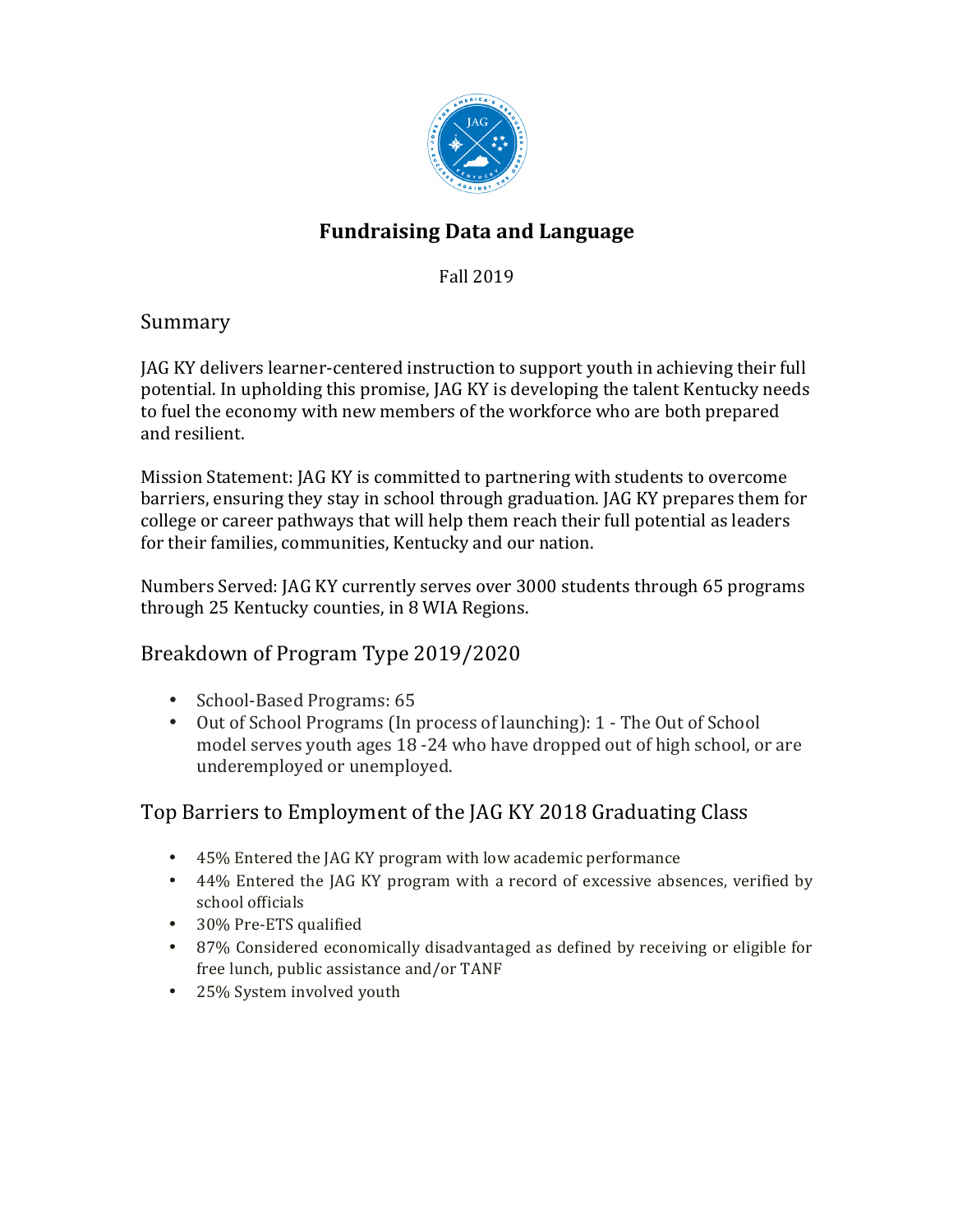# Fundraising Data and Language

Fall 2019

## Summary

JAG KY delivers learner-centered instruction to support youth in achieving their full potential. In upholding this promise, JAG KY is developing the talent Kentucky needs to fuel the economy with new members of the workforce who are both prepared and resilient.

Mission Statement: JAG KY is committed to partnering with students to overcome barriers, ensuring they stay in school through graduation. JAG KY prepares them for college or career pathways that will help them reach their full potential as leaders for their families, communities, Kentucky and our nation.

Numbers Served: JAG KY currently serves over 3000 students through 65 programs through 25 Kentucky counties, in 8 WIA Regions.

## Breakdown of Program Type 2019/2020

- School-Based Programs: 65
- Out of School Programs (In process of launching): 1 - The Out of School model serves youth ages 18 -24 who have dropped out of high school, or are underemployed or unemployed.

## Top Barriers to Employment of the JAG KY 2018 Graduating Class

- 45% Entered the JAG KY program with low academic performance
- 44% Entered the JAG KY program with a record of excessive absences, verified by school officials
- 30% Pre-ETS qualified
- 87% Considered economically disadvantaged as defined by receiving or eligible for free lunch, public assistance and/or TANF
- 25% System involved youth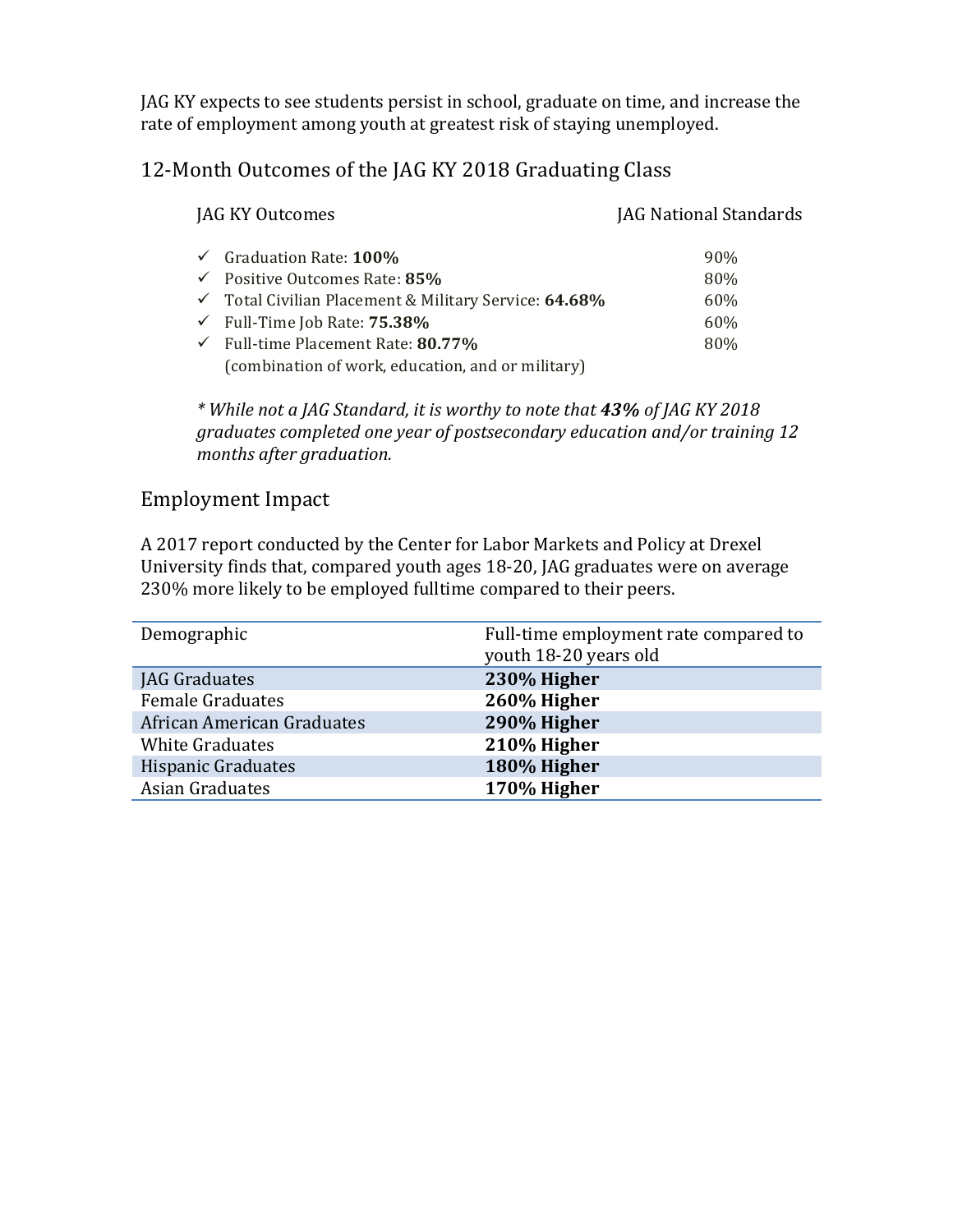JAG KY expects to see students persist in school, graduate on time, and increase the rate of employment among youth at greatest risk of staying unemployed.

## 12-Month Outcomes of the JAG KY 2018 Graduating Class

| JAG KY Outcomes | JAG National Standards |
|---|---|
| ✓ Graduation Rate: **100%** | 90% |
| ✓ Positive Outcomes Rate: **85%** | 80% |
| ✓ Total Civilian Placement & Military Service: **64.68%** | 60% |
| ✓ Full-Time Job Rate: **75.38%** | 60% |
| ✓ Full-time Placement Rate: **80.77%** (combination of work, education, and or military) | 80% |

*\* While not a JAG Standard, it is worthy to note that **43%** of JAG KY 2018 graduates completed one year of postsecondary education and/or training 12 months after graduation.*

## Employment Impact

A 2017 report conducted by the Center for Labor Markets and Policy at Drexel University finds that, compared youth ages 18-20, JAG graduates were on average 230% more likely to be employed fulltime compared to their peers.

| Demographic | Full-time employment rate compared to youth 18-20 years old |
|---|---|
| JAG Graduates | **230% Higher** |
| Female Graduates | **260% Higher** |
| African American Graduates | **290% Higher** |
| White Graduates | **210% Higher** |
| Hispanic Graduates | **180% Higher** |
| Asian Graduates | **170% Higher** |